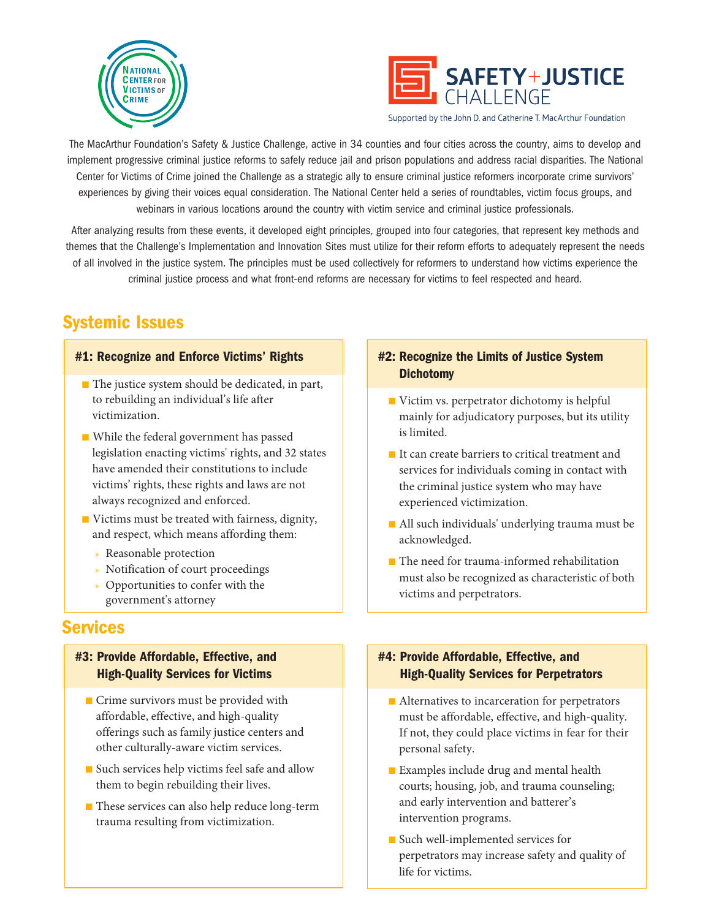National Center for Victims of Crime

SAFETY+JUSTICE CHALLENGE

Supported by the John D. and Catherine T. MacArthur Foundation

The MacArthur Foundation's Safety & Justice Challenge, active in 34 counties and four cities across the country, aims to develop and implement progressive criminal justice reforms to safely reduce jail and prison populations and address racial disparities. The National Center for Victims of Crime joined the Challenge as a strategic ally to ensure criminal justice reformers incorporate crime survivors' experiences by giving their voices equal consideration. The National Center held a series of roundtables, victim focus groups, and webinars in various locations around the country with victim service and criminal justice professionals.

After analyzing results from these events, it developed eight principles, grouped into four categories, that represent key methods and themes that the Challenge's Implementation and Innovation Sites must utilize for their reform efforts to adequately represent the needs of all involved in the justice system. The principles must be used collectively for reformers to understand how victims experience the criminal justice process and what front-end reforms are necessary for victims to feel respected and heard.

## Systemic Issues

### #1: Recognize and Enforce Victims' Rights

- The justice system should be dedicated, in part, to rebuilding an individual's life after victimization.
- While the federal government has passed legislation enacting victims' rights, and 32 states have amended their constitutions to include victims' rights, these rights and laws are not always recognized and enforced.
- Victims must be treated with fairness, dignity, and respect, which means affording them:
  - Reasonable protection
  - Notification of court proceedings
  - Opportunities to confer with the government's attorney

### #2: Recognize the Limits of Justice System Dichotomy

- Victim vs. perpetrator dichotomy is helpful mainly for adjudicatory purposes, but its utility is limited.
- It can create barriers to critical treatment and services for individuals coming in contact with the criminal justice system who may have experienced victimization.
- All such individuals' underlying trauma must be acknowledged.
- The need for trauma-informed rehabilitation must also be recognized as characteristic of both victims and perpetrators.

## Services

### #3: Provide Affordable, Effective, and High-Quality Services for Victims

- Crime survivors must be provided with affordable, effective, and high-quality offerings such as family justice centers and other culturally-aware victim services.
- Such services help victims feel safe and allow them to begin rebuilding their lives.
- These services can also help reduce long-term trauma resulting from victimization.

### #4: Provide Affordable, Effective, and High-Quality Services for Perpetrators

- Alternatives to incarceration for perpetrators must be affordable, effective, and high-quality. If not, they could place victims in fear for their personal safety.
- Examples include drug and mental health courts; housing, job, and trauma counseling; and early intervention and batterer's intervention programs.
- Such well-implemented services for perpetrators may increase safety and quality of life for victims.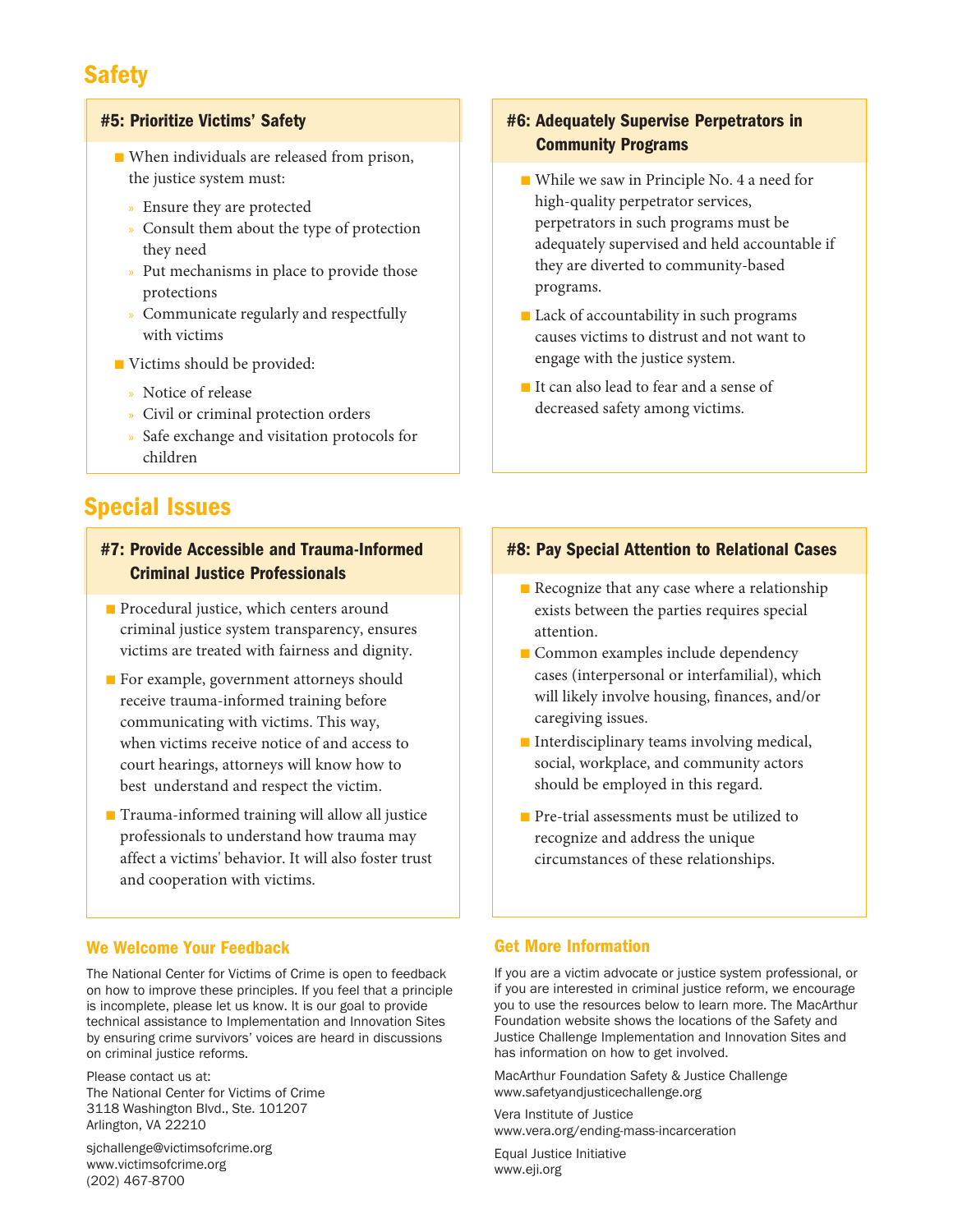## Safety

### #5: Prioritize Victims' Safety

- When individuals are released from prison, the justice system must:
  - Ensure they are protected
  - Consult them about the type of protection they need
  - Put mechanisms in place to provide those protections
  - Communicate regularly and respectfully with victims
- Victims should be provided:
  - Notice of release
  - Civil or criminal protection orders
  - Safe exchange and visitation protocols for children

### #6: Adequately Supervise Perpetrators in Community Programs

- While we saw in Principle No. 4 a need for high-quality perpetrator services, perpetrators in such programs must be adequately supervised and held accountable if they are diverted to community-based programs.
- Lack of accountability in such programs causes victims to distrust and not want to engage with the justice system.
- It can also lead to fear and a sense of decreased safety among victims.

## Special Issues

### #7: Provide Accessible and Trauma-Informed Criminal Justice Professionals

- Procedural justice, which centers around criminal justice system transparency, ensures victims are treated with fairness and dignity.
- For example, government attorneys should receive trauma-informed training before communicating with victims. This way, when victims receive notice of and access to court hearings, attorneys will know how to best understand and respect the victim.
- Trauma-informed training will allow all justice professionals to understand how trauma may affect a victims' behavior. It will also foster trust and cooperation with victims.

### #8: Pay Special Attention to Relational Cases

- Recognize that any case where a relationship exists between the parties requires special attention.
- Common examples include dependency cases (interpersonal or interfamilial), which will likely involve housing, finances, and/or caregiving issues.
- Interdisciplinary teams involving medical, social, workplace, and community actors should be employed in this regard.
- Pre-trial assessments must be utilized to recognize and address the unique circumstances of these relationships.

### We Welcome Your Feedback

The National Center for Victims of Crime is open to feedback on how to improve these principles. If you feel that a principle is incomplete, please let us know. It is our goal to provide technical assistance to Implementation and Innovation Sites by ensuring crime survivors' voices are heard in discussions on criminal justice reforms.

Please contact us at:
The National Center for Victims of Crime
3118 Washington Blvd., Ste. 101207
Arlington, VA 22210

sjchallenge@victimsofcrime.org
www.victimsofcrime.org
(202) 467-8700

### Get More Information

If you are a victim advocate or justice system professional, or if you are interested in criminal justice reform, we encourage you to use the resources below to learn more. The MacArthur Foundation website shows the locations of the Safety and Justice Challenge Implementation and Innovation Sites and has information on how to get involved.

MacArthur Foundation Safety & Justice Challenge
www.safetyandjusticechallenge.org

Vera Institute of Justice
www.vera.org/ending-mass-incarceration

Equal Justice Initiative
www.eji.org